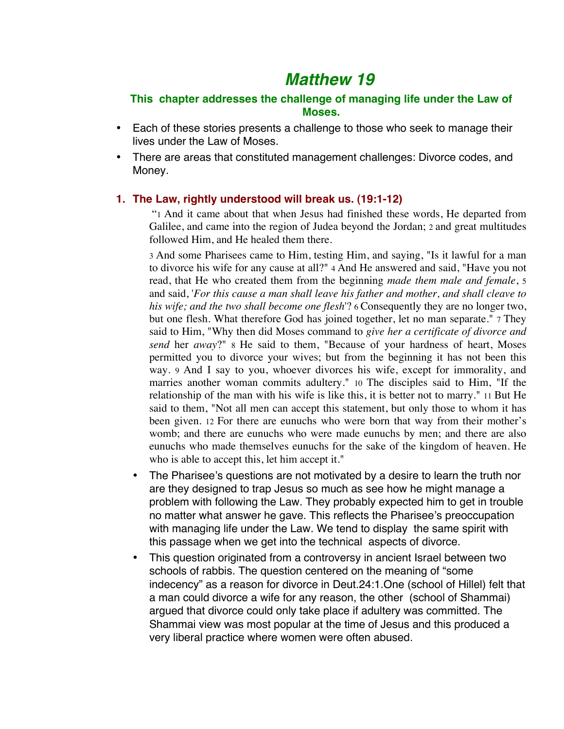# *Matthew 19*

**This chapter addresses the challenge of managing life under the Law of Moses.**

- Each of these stories presents a challenge to those who seek to manage their lives under the Law of Moses.
- There are areas that constituted management challenges: Divorce codes, and Money.

### 1. The Law, rightly understood will break us. (19:1-12)

> "1 And it came about that when Jesus had finished these words, He departed from Galilee, and came into the region of Judea beyond the Jordan; 2 and great multitudes followed Him, and He healed them there.
>
> 3 And some Pharisees came to Him, testing Him, and saying, "Is it lawful for a man to divorce his wife for any cause at all?" 4 And He answered and said, "Have you not read, that He who created them from the beginning *made them male and female*, 5 and said, '*For this cause a man shall leave his father and mother, and shall cleave to his wife; and the two shall become one flesh*'? 6 Consequently they are no longer two, but one flesh. What therefore God has joined together, let no man separate." 7 They said to Him, "Why then did Moses command to *give her a certificate of divorce and send* her *away*?" 8 He said to them, "Because of your hardness of heart, Moses permitted you to divorce your wives; but from the beginning it has not been this way. 9 And I say to you, whoever divorces his wife, except for immorality, and marries another woman commits adultery." 10 The disciples said to Him, "If the relationship of the man with his wife is like this, it is better not to marry." 11 But He said to them, "Not all men can accept this statement, but only those to whom it has been given. 12 For there are eunuchs who were born that way from their mother's womb; and there are eunuchs who were made eunuchs by men; and there are also eunuchs who made themselves eunuchs for the sake of the kingdom of heaven. He who is able to accept this, let him accept it."

- The Pharisee's questions are not motivated by a desire to learn the truth nor are they designed to trap Jesus so much as see how he might manage a problem with following the Law. They probably expected him to get in trouble no matter what answer he gave. This reflects the Pharisee's preoccupation with managing life under the Law. We tend to display the same spirit with this passage when we get into the technical aspects of divorce.
- This question originated from a controversy in ancient Israel between two schools of rabbis. The question centered on the meaning of "some indecency" as a reason for divorce in Deut.24:1.One (school of Hillel) felt that a man could divorce a wife for any reason, the other (school of Shammai) argued that divorce could only take place if adultery was committed. The Shammai view was most popular at the time of Jesus and this produced a very liberal practice where women were often abused.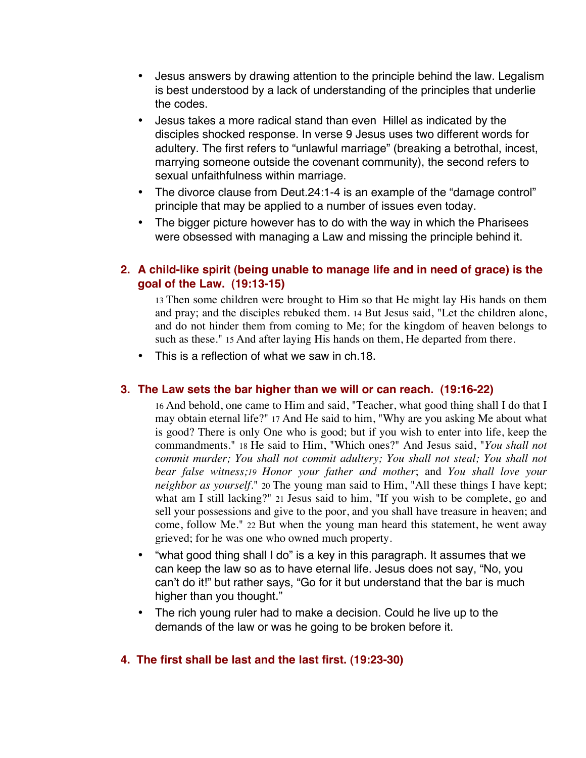- Jesus answers by drawing attention to the principle behind the law. Legalism is best understood by a lack of understanding of the principles that underlie the codes.
- Jesus takes a more radical stand than even Hillel as indicated by the disciples shocked response. In verse 9 Jesus uses two different words for adultery. The first refers to "unlawful marriage" (breaking a betrothal, incest, marrying someone outside the covenant community), the second refers to sexual unfaithfulness within marriage.
- The divorce clause from Deut.24:1-4 is an example of the "damage control" principle that may be applied to a number of issues even today.
- The bigger picture however has to do with the way in which the Pharisees were obsessed with managing a Law and missing the principle behind it.

## 2. A child-like spirit (being unable to manage life and in need of grace) is the goal of the Law. (19:13-15)

> 13 Then some children were brought to Him so that He might lay His hands on them and pray; and the disciples rebuked them. 14 But Jesus said, "Let the children alone, and do not hinder them from coming to Me; for the kingdom of heaven belongs to such as these." 15 And after laying His hands on them, He departed from there.

- This is a reflection of what we saw in ch.18.

## 3. The Law sets the bar higher than we will or can reach. (19:16-22)

> 16 And behold, one came to Him and said, "Teacher, what good thing shall I do that I may obtain eternal life?" 17 And He said to him, "Why are you asking Me about what is good? There is only One who is good; but if you wish to enter into life, keep the commandments." 18 He said to Him, "Which ones?" And Jesus said, "*You shall not commit murder; You shall not commit adultery; You shall not steal; You shall not bear false witness;*19 *Honor your father and mother*; and *You shall love your neighbor as yourself*." 20 The young man said to Him, "All these things I have kept; what am I still lacking?" 21 Jesus said to him, "If you wish to be complete, go and sell your possessions and give to the poor, and you shall have treasure in heaven; and come, follow Me." 22 But when the young man heard this statement, he went away grieved; for he was one who owned much property.

- "what good thing shall I do" is a key in this paragraph. It assumes that we can keep the law so as to have eternal life. Jesus does not say, "No, you can't do it!" but rather says, "Go for it but understand that the bar is much higher than you thought."
- The rich young ruler had to make a decision. Could he live up to the demands of the law or was he going to be broken before it.

## 4. The first shall be last and the last first. (19:23-30)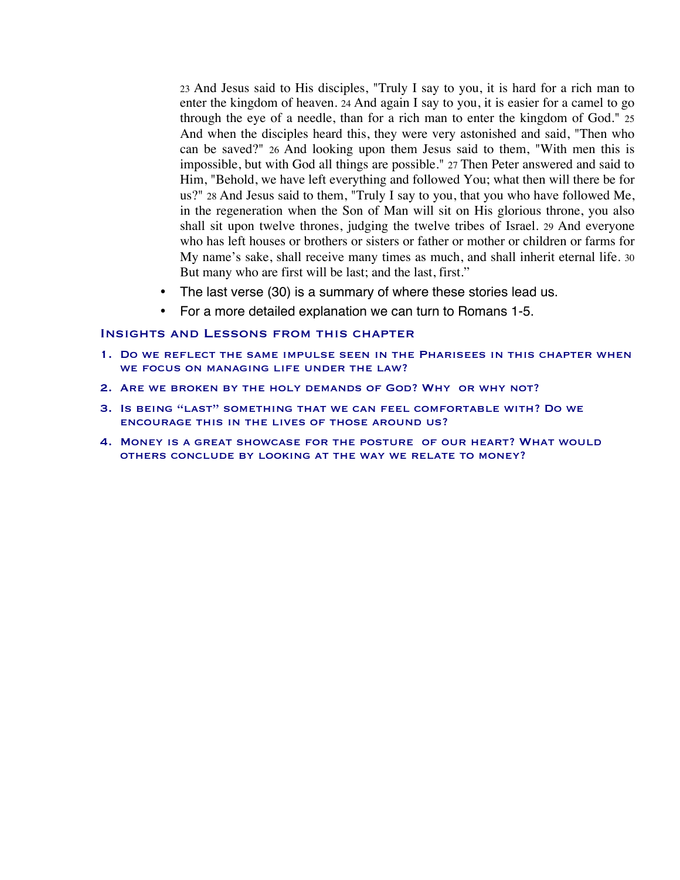23 And Jesus said to His disciples, "Truly I say to you, it is hard for a rich man to enter the kingdom of heaven. 24 And again I say to you, it is easier for a camel to go through the eye of a needle, than for a rich man to enter the kingdom of God." 25 And when the disciples heard this, they were very astonished and said, "Then who can be saved?" 26 And looking upon them Jesus said to them, "With men this is impossible, but with God all things are possible." 27 Then Peter answered and said to Him, "Behold, we have left everything and followed You; what then will there be for us?" 28 And Jesus said to them, "Truly I say to you, that you who have followed Me, in the regeneration when the Son of Man will sit on His glorious throne, you also shall sit upon twelve thrones, judging the twelve tribes of Israel. 29 And everyone who has left houses or brothers or sisters or father or mother or children or farms for My name's sake, shall receive many times as much, and shall inherit eternal life. 30 But many who are first will be last; and the last, first."

- The last verse (30) is a summary of where these stories lead us.
- For a more detailed explanation we can turn to Romans 1-5.

## Insights and Lessons from this chapter

1. Do we reflect the same impulse seen in the Pharisees in this chapter when we focus on managing life under the law?
2. Are we broken by the holy demands of God? Why or why not?
3. Is being "last" something that we can feel comfortable with? Do we encourage this in the lives of those around us?
4. Money is a great showcase for the posture of our heart? What would others conclude by looking at the way we relate to money?